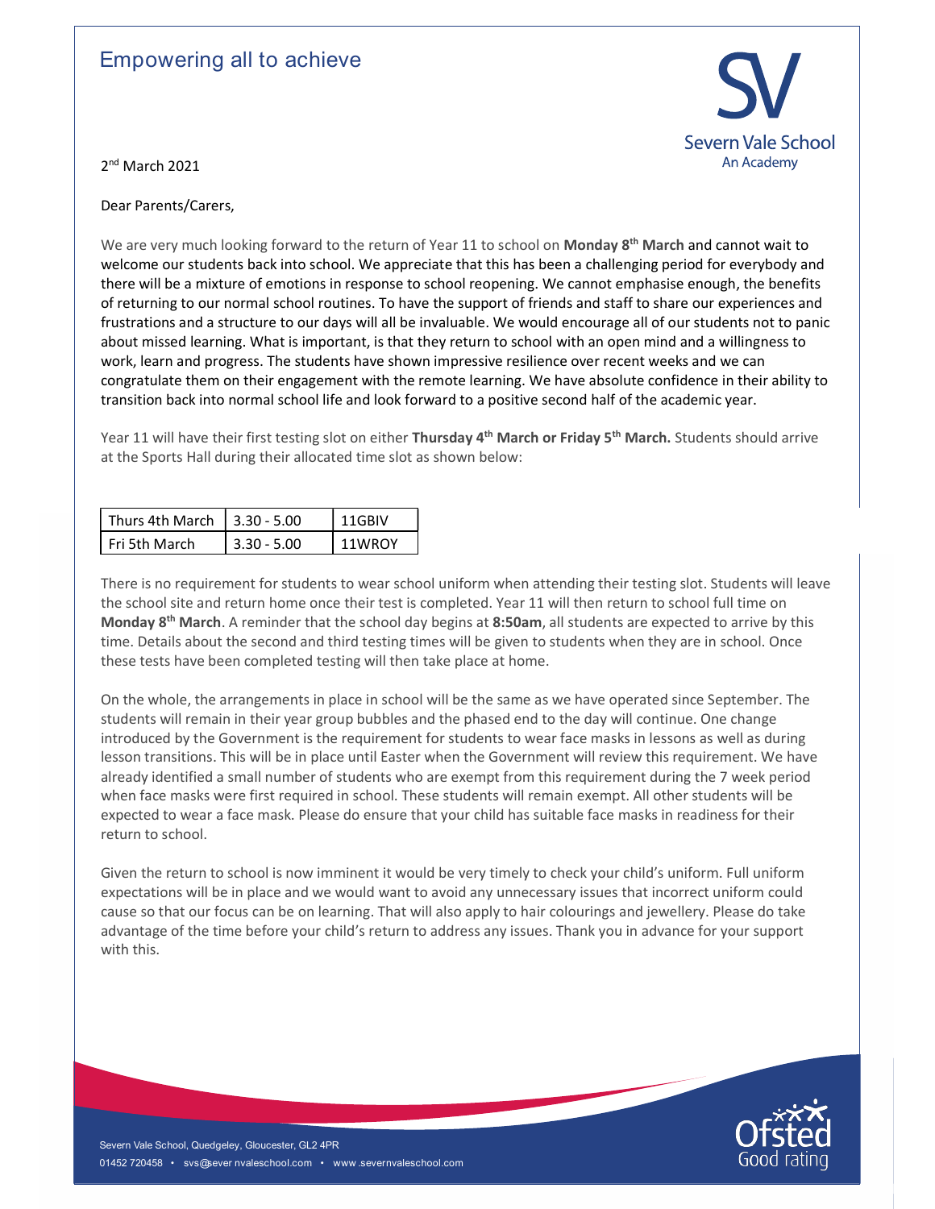Empowering all to achieve

Severn Vale School
An Academy

2nd March 2021

Dear Parents/Carers,

We are very much looking forward to the return of Year 11 to school on **Monday 8th March** and cannot wait to welcome our students back into school. We appreciate that this has been a challenging period for everybody and there will be a mixture of emotions in response to school reopening. We cannot emphasise enough, the benefits of returning to our normal school routines. To have the support of friends and staff to share our experiences and frustrations and a structure to our days will all be invaluable. We would encourage all of our students not to panic about missed learning. What is important, is that they return to school with an open mind and a willingness to work, learn and progress. The students have shown impressive resilience over recent weeks and we can congratulate them on their engagement with the remote learning. We have absolute confidence in their ability to transition back into normal school life and look forward to a positive second half of the academic year.

Year 11 will have their first testing slot on either **Thursday 4th March or Friday 5th March.** Students should arrive at the Sports Hall during their allocated time slot as shown below:

| Thurs 4th March | 3.30 - 5.00 | 11GBIV |
|---|---|---|
| Fri 5th March | 3.30 - 5.00 | 11WROY |

There is no requirement for students to wear school uniform when attending their testing slot. Students will leave the school site and return home once their test is completed. Year 11 will then return to school full time on **Monday 8th March**. A reminder that the school day begins at **8:50am**, all students are expected to arrive by this time. Details about the second and third testing times will be given to students when they are in school. Once these tests have been completed testing will then take place at home.

On the whole, the arrangements in place in school will be the same as we have operated since September. The students will remain in their year group bubbles and the phased end to the day will continue. One change introduced by the Government is the requirement for students to wear face masks in lessons as well as during lesson transitions. This will be in place until Easter when the Government will review this requirement. We have already identified a small number of students who are exempt from this requirement during the 7 week period when face masks were first required in school. These students will remain exempt. All other students will be expected to wear a face mask. Please do ensure that your child has suitable face masks in readiness for their return to school.

Given the return to school is now imminent it would be very timely to check your child's uniform. Full uniform expectations will be in place and we would want to avoid any unnecessary issues that incorrect uniform could cause so that our focus can be on learning. That will also apply to hair colourings and jewellery. Please do take advantage of the time before your child's return to address any issues. Thank you in advance for your support with this.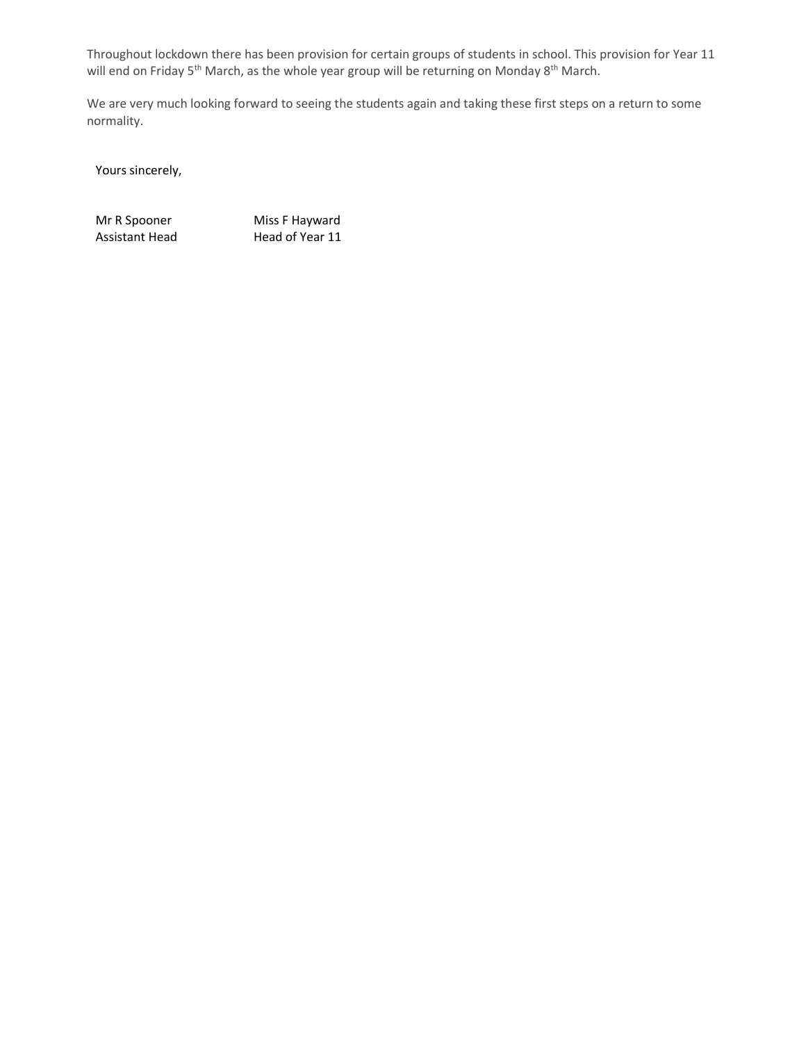Throughout lockdown there has been provision for certain groups of students in school. This provision for Year 11 will end on Friday 5th March, as the whole year group will be returning on Monday 8th March.

We are very much looking forward to seeing the students again and taking these first steps on a return to some normality.

Yours sincerely,

| | |
|---|---|
| Mr R Spooner | Miss F Hayward |
| Assistant Head | Head of Year 11 |